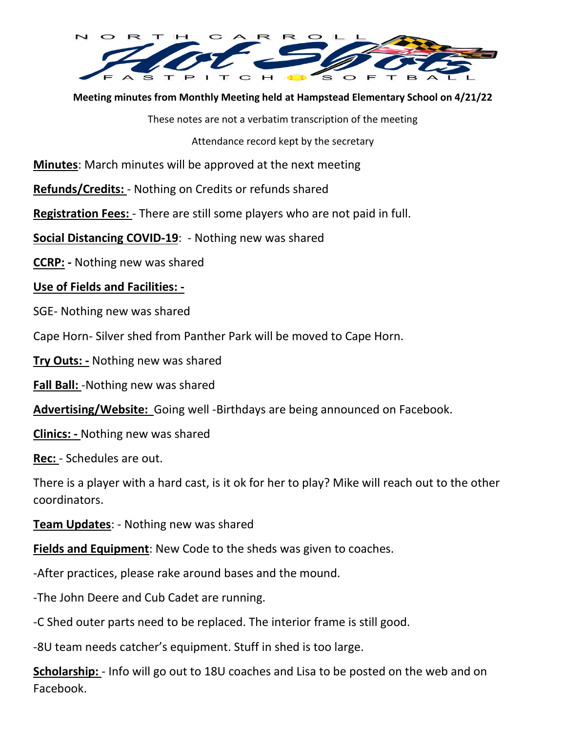**Meeting minutes from Monthly Meeting held at Hampstead Elementary School on 4/21/22**

These notes are not a verbatim transcription of the meeting

Attendance record kept by the secretary

**Minutes**: March minutes will be approved at the next meeting

**Refunds/Credits:** - Nothing on Credits or refunds shared

**Registration Fees:** - There are still some players who are not paid in full.

**Social Distancing COVID-19**: - Nothing new was shared

**CCRP: -** Nothing new was shared

**Use of Fields and Facilities: -**

SGE- Nothing new was shared

Cape Horn- Silver shed from Panther Park will be moved to Cape Horn.

**Try Outs: -** Nothing new was shared

**Fall Ball:** -Nothing new was shared

**Advertising/Website:** Going well -Birthdays are being announced on Facebook.

**Clinics: -** Nothing new was shared

**Rec:** - Schedules are out.

There is a player with a hard cast, is it ok for her to play? Mike will reach out to the other coordinators.

**Team Updates**: - Nothing new was shared

**Fields and Equipment**: New Code to the sheds was given to coaches.

-After practices, please rake around bases and the mound.

-The John Deere and Cub Cadet are running.

-C Shed outer parts need to be replaced. The interior frame is still good.

-8U team needs catcher's equipment. Stuff in shed is too large.

**Scholarship:** - Info will go out to 18U coaches and Lisa to be posted on the web and on Facebook.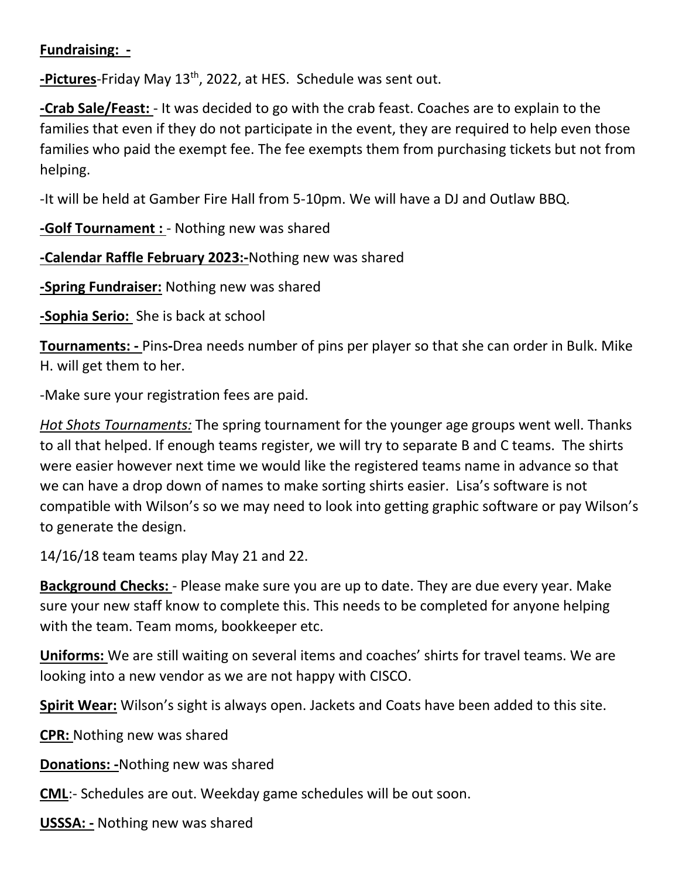**Fundraising: -**

**-Pictures**-Friday May 13th, 2022, at HES. Schedule was sent out.

**-Crab Sale/Feast:** - It was decided to go with the crab feast. Coaches are to explain to the families that even if they do not participate in the event, they are required to help even those families who paid the exempt fee. The fee exempts them from purchasing tickets but not from helping.

-It will be held at Gamber Fire Hall from 5-10pm. We will have a DJ and Outlaw BBQ.

**-Golf Tournament :** - Nothing new was shared

**-Calendar Raffle February 2023:-**Nothing new was shared

**-Spring Fundraiser:** Nothing new was shared

**-Sophia Serio:** She is back at school

**Tournaments: -** Pins-Drea needs number of pins per player so that she can order in Bulk. Mike H. will get them to her.

-Make sure your registration fees are paid.

*Hot Shots Tournaments:* The spring tournament for the younger age groups went well. Thanks to all that helped. If enough teams register, we will try to separate B and C teams. The shirts were easier however next time we would like the registered teams name in advance so that we can have a drop down of names to make sorting shirts easier. Lisa's software is not compatible with Wilson's so we may need to look into getting graphic software or pay Wilson's to generate the design.

14/16/18 team teams play May 21 and 22.

**Background Checks:** - Please make sure you are up to date. They are due every year. Make sure your new staff know to complete this. This needs to be completed for anyone helping with the team. Team moms, bookkeeper etc.

**Uniforms:** We are still waiting on several items and coaches' shirts for travel teams. We are looking into a new vendor as we are not happy with CISCO.

**Spirit Wear:** Wilson's sight is always open. Jackets and Coats have been added to this site.

**CPR:** Nothing new was shared

**Donations: -**Nothing new was shared

**CML**:- Schedules are out. Weekday game schedules will be out soon.

**USSSA: -** Nothing new was shared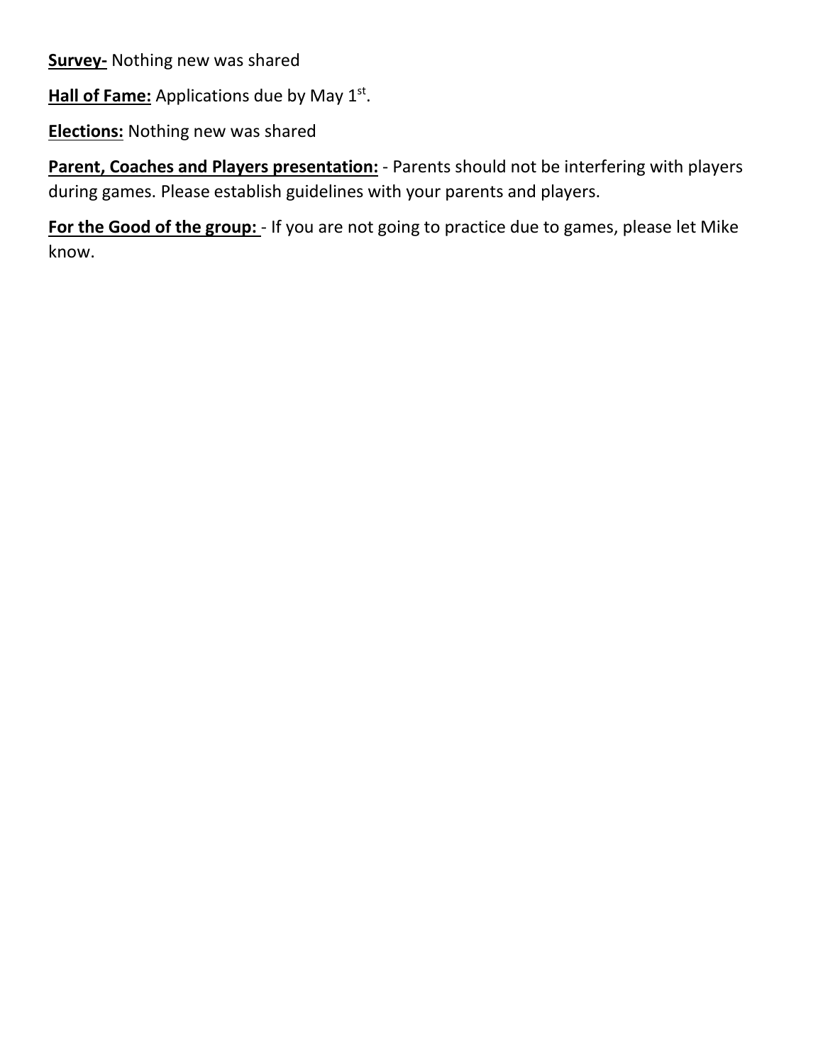**Survey-** Nothing new was shared

**Hall of Fame:** Applications due by May 1st.

**Elections:** Nothing new was shared

**Parent, Coaches and Players presentation:** - Parents should not be interfering with players during games. Please establish guidelines with your parents and players.

**For the Good of the group:** - If you are not going to practice due to games, please let Mike know.